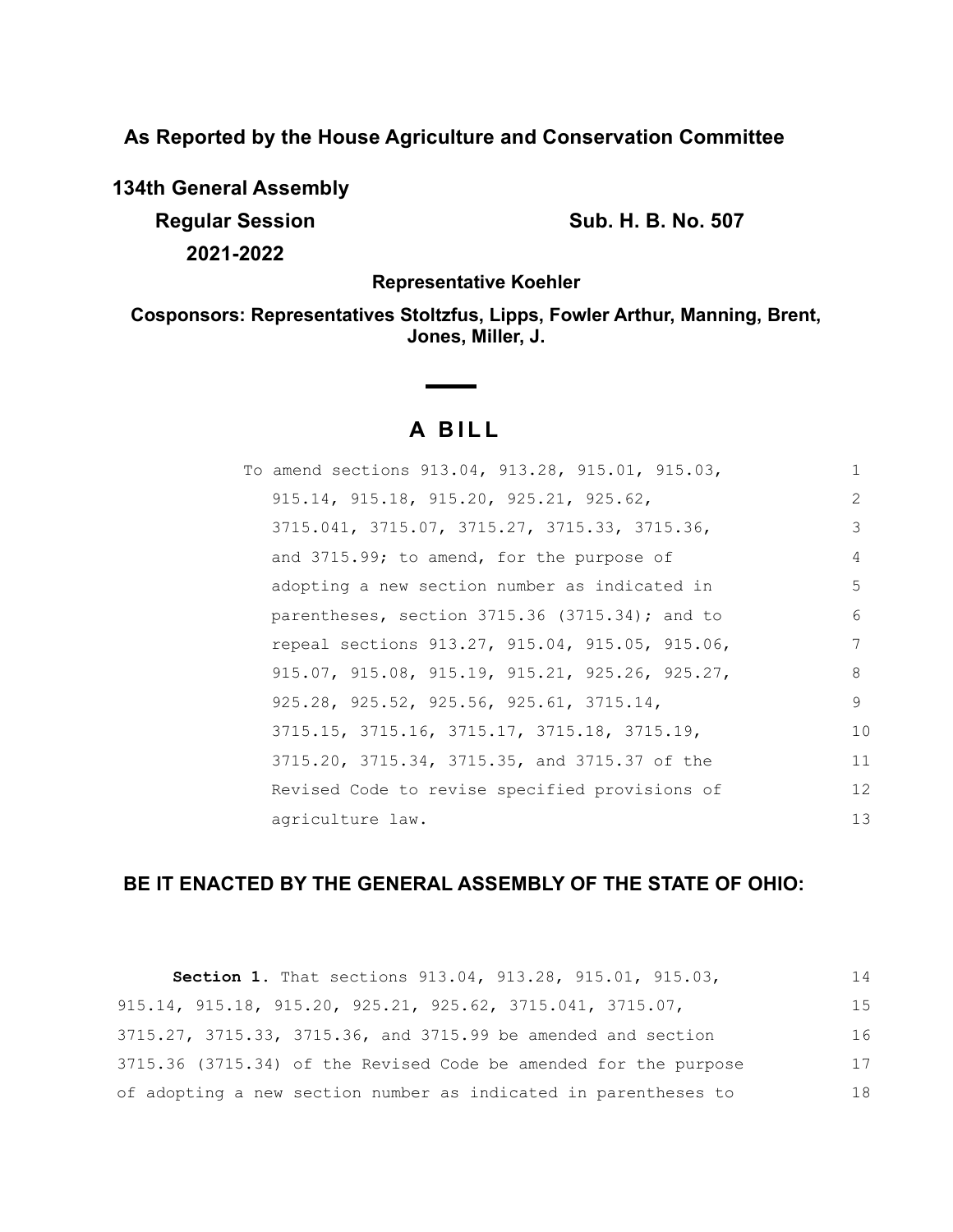**As Reported by the House Agriculture and Conservation Committee**

**134th General Assembly**

**Regular Session**

**2021-2022**

**Sub. H. B. No. 507**

**Representative Koehler**

**Cosponsors: Representatives Stoltzfus, Lipps, Fowler Arthur, Manning, Brent, Jones, Miller, J.**

# A BILL

To amend sections 913.04, 913.28, 915.01, 915.03, 915.14, 915.18, 915.20, 925.21, 925.62, 3715.041, 3715.07, 3715.27, 3715.33, 3715.36, and 3715.99; to amend, for the purpose of adopting a new section number as indicated in parentheses, section 3715.36 (3715.34); and to repeal sections 913.27, 915.04, 915.05, 915.06, 915.07, 915.08, 915.19, 915.21, 925.26, 925.27, 925.28, 925.52, 925.56, 925.61, 3715.14, 3715.15, 3715.16, 3715.17, 3715.18, 3715.19, 3715.20, 3715.34, 3715.35, and 3715.37 of the Revised Code to revise specified provisions of agriculture law.

**BE IT ENACTED BY THE GENERAL ASSEMBLY OF THE STATE OF OHIO:**

**Section 1.** That sections 913.04, 913.28, 915.01, 915.03, 915.14, 915.18, 915.20, 925.21, 925.62, 3715.041, 3715.07, 3715.27, 3715.33, 3715.36, and 3715.99 be amended and section 3715.36 (3715.34) of the Revised Code be amended for the purpose of adopting a new section number as indicated in parentheses to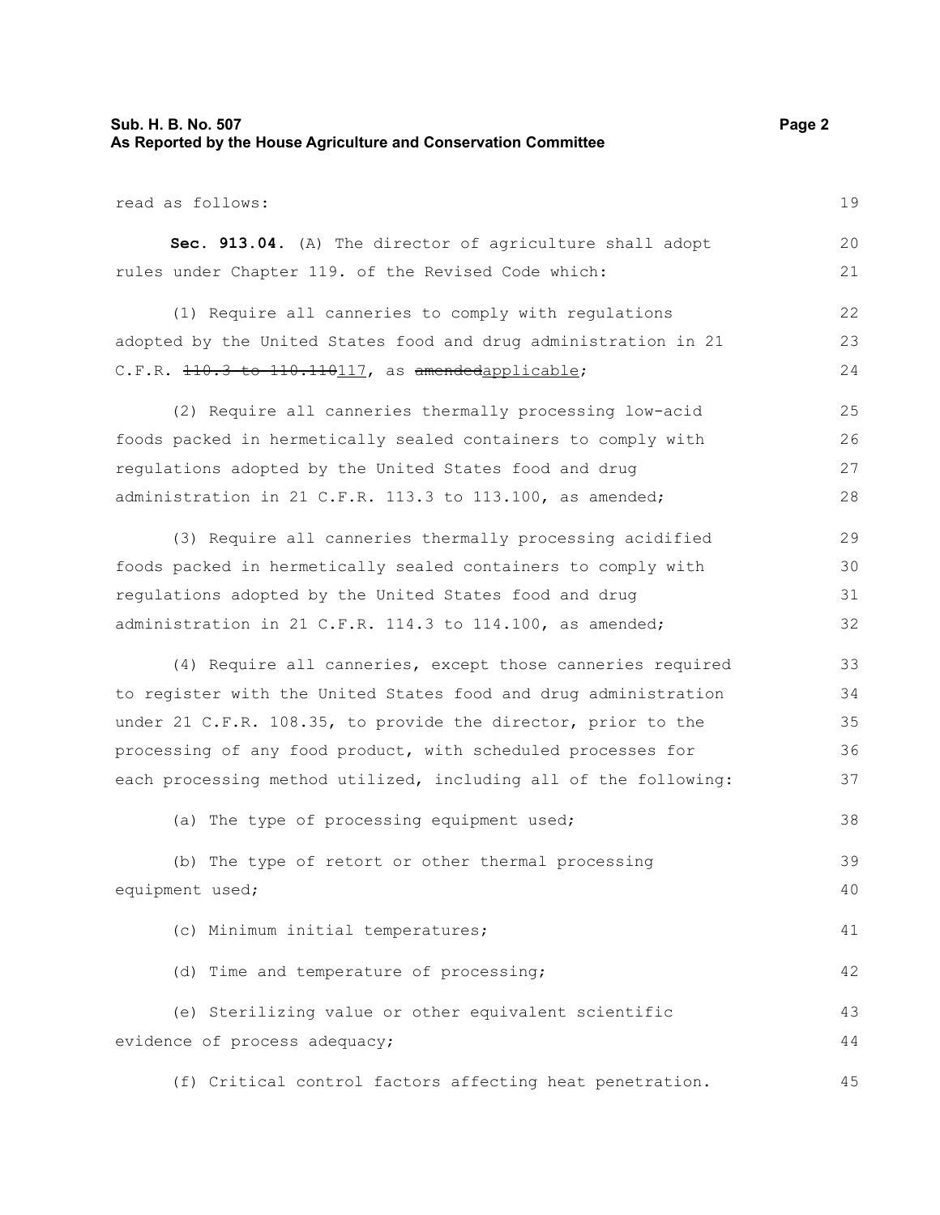read as follows:

**Sec. 913.04.** (A) The director of agriculture shall adopt rules under Chapter 119. of the Revised Code which:

(1) Require all canneries to comply with regulations adopted by the United States food and drug administration in 21 C.F.R. ~~110.3 to 110.110~~117, as ~~amended~~applicable;

(2) Require all canneries thermally processing low-acid foods packed in hermetically sealed containers to comply with regulations adopted by the United States food and drug administration in 21 C.F.R. 113.3 to 113.100, as amended;

(3) Require all canneries thermally processing acidified foods packed in hermetically sealed containers to comply with regulations adopted by the United States food and drug administration in 21 C.F.R. 114.3 to 114.100, as amended;

(4) Require all canneries, except those canneries required to register with the United States food and drug administration under 21 C.F.R. 108.35, to provide the director, prior to the processing of any food product, with scheduled processes for each processing method utilized, including all of the following:

(a) The type of processing equipment used;

(b) The type of retort or other thermal processing equipment used;

(c) Minimum initial temperatures;

(d) Time and temperature of processing;

(e) Sterilizing value or other equivalent scientific evidence of process adequacy;

(f) Critical control factors affecting heat penetration.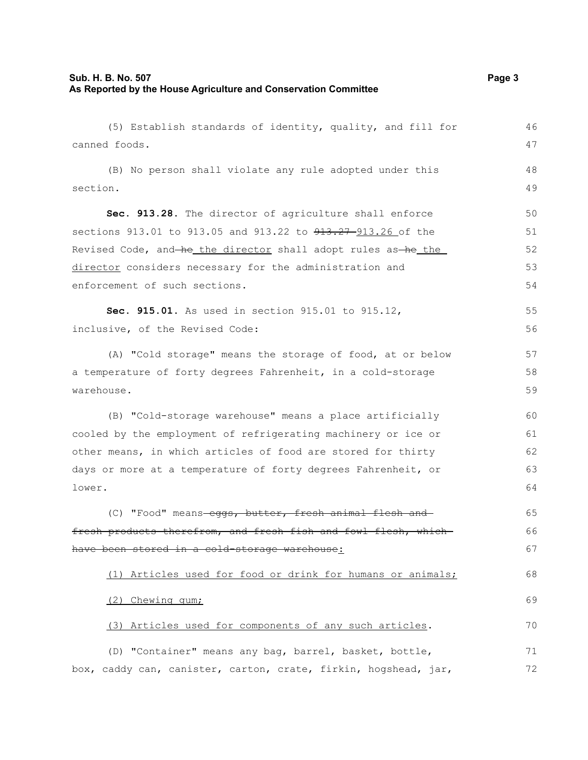(5) Establish standards of identity, quality, and fill for canned foods.

(B) No person shall violate any rule adopted under this section.

**Sec. 913.28.** The director of agriculture shall enforce sections 913.01 to 913.05 and 913.22 to ~~913.27~~ 913.26 of the Revised Code, and ~~he~~ the director shall adopt rules as ~~he~~ the director considers necessary for the administration and enforcement of such sections.

**Sec. 915.01.** As used in section 915.01 to 915.12, inclusive, of the Revised Code:

(A) "Cold storage" means the storage of food, at or below a temperature of forty degrees Fahrenheit, in a cold-storage warehouse.

(B) "Cold-storage warehouse" means a place artificially cooled by the employment of refrigerating machinery or ice or other means, in which articles of food are stored for thirty days or more at a temperature of forty degrees Fahrenheit, or lower.

(C) "Food" means ~~eggs, butter, fresh animal flesh and fresh products therefrom, and fresh fish and fowl flesh, which have been stored in a cold-storage warehouse~~:

(1) Articles used for food or drink for humans or animals;

(2) Chewing gum;

(3) Articles used for components of any such articles.

(D) "Container" means any bag, barrel, basket, bottle, box, caddy can, canister, carton, crate, firkin, hogshead, jar,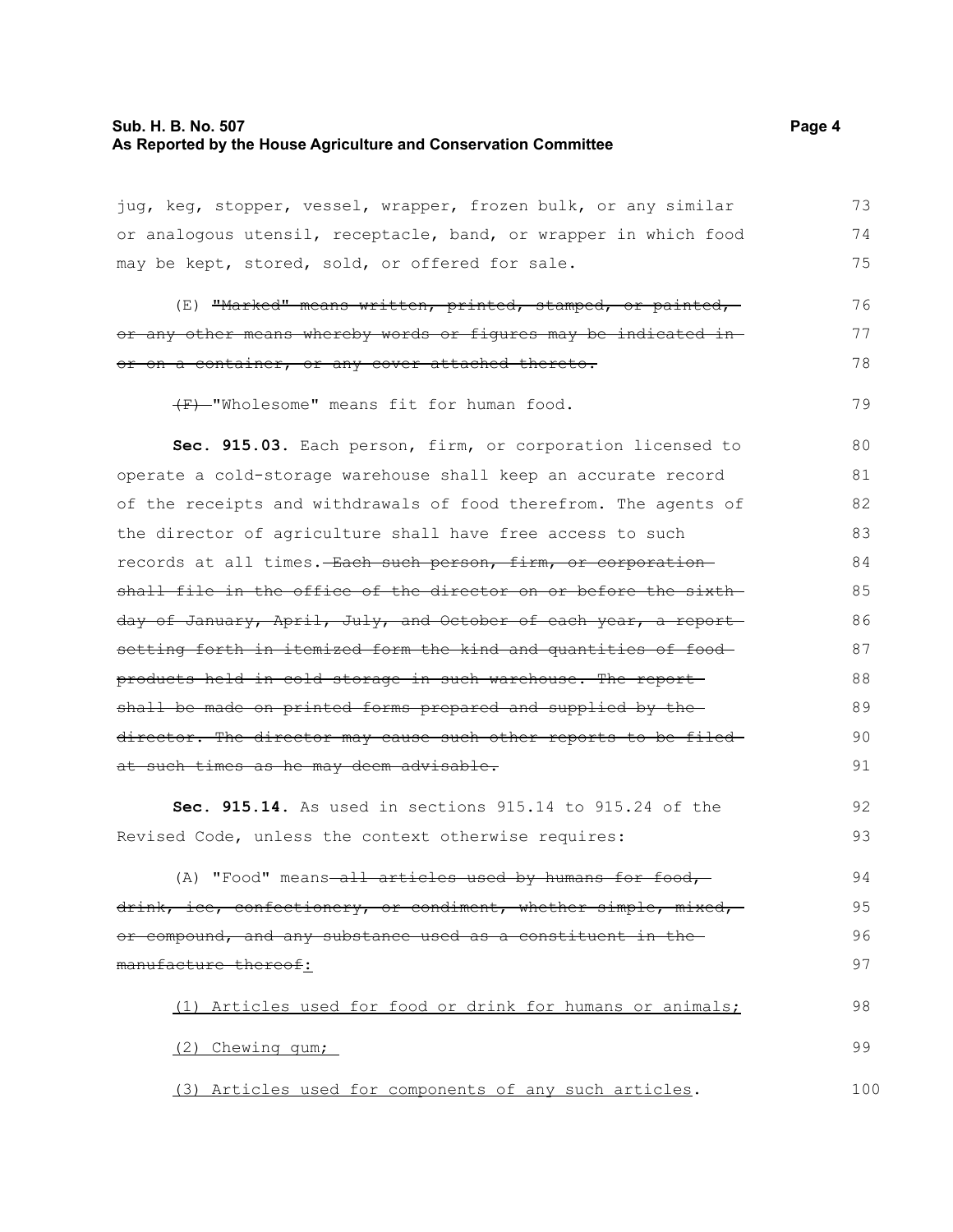jug, keg, stopper, vessel, wrapper, frozen bulk, or any similar or analogous utensil, receptacle, band, or wrapper in which food may be kept, stored, sold, or offered for sale.

(E) ~~"Marked" means written, printed, stamped, or painted, or any other means whereby words or figures may be indicated in or on a container, or any cover attached thereto.~~

~~(F)~~ "Wholesome" means fit for human food.

**Sec. 915.03.** Each person, firm, or corporation licensed to operate a cold-storage warehouse shall keep an accurate record of the receipts and withdrawals of food therefrom. The agents of the director of agriculture shall have free access to such records at all times. ~~Each such person, firm, or corporation shall file in the office of the director on or before the sixth day of January, April, July, and October of each year, a report setting forth in itemized form the kind and quantities of food products held in cold storage in such warehouse. The report shall be made on printed forms prepared and supplied by the director. The director may cause such other reports to be filed at such times as he may deem advisable.~~

**Sec. 915.14.** As used in sections 915.14 to 915.24 of the Revised Code, unless the context otherwise requires:

(A) "Food" means ~~all articles used by humans for food, drink, ice, confectionery, or condiment, whether simple, mixed, or compound, and any substance used as a constituent in the manufacture thereof~~:

(1) Articles used for food or drink for humans or animals;

(2) Chewing gum;

(3) Articles used for components of any such articles.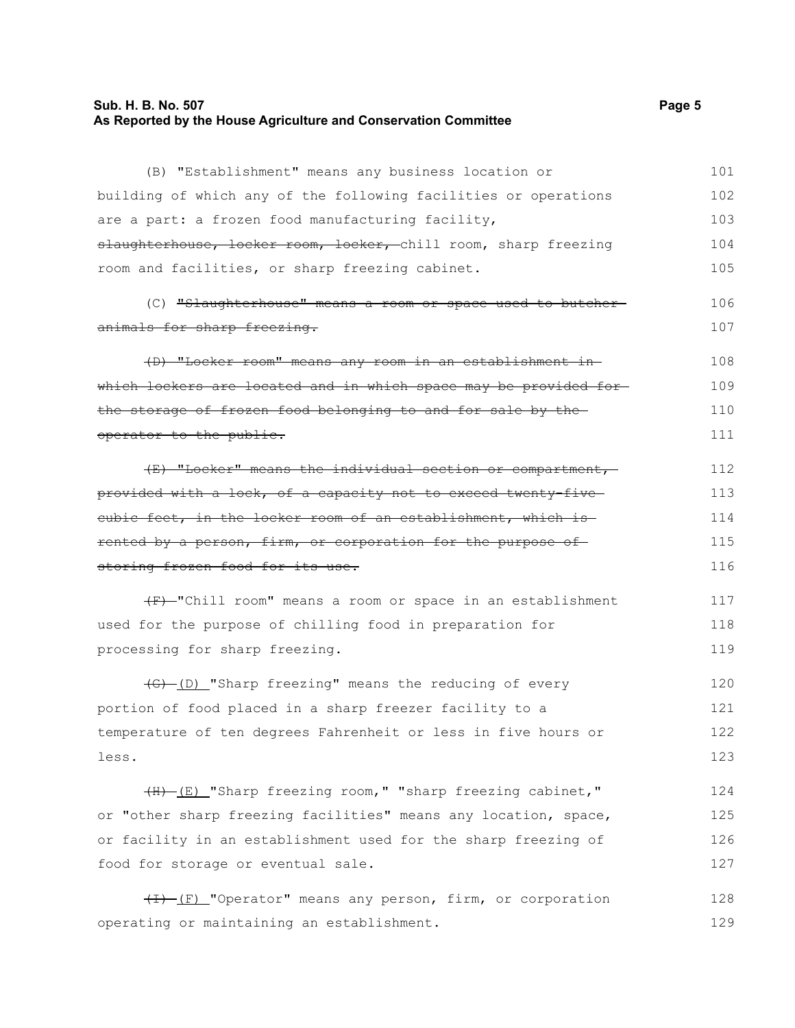(B) "Establishment" means any business location or building of which any of the following facilities or operations are a part: a frozen food manufacturing facility, ~~slaughterhouse, locker room, locker,~~ chill room, sharp freezing room and facilities, or sharp freezing cabinet.

(C) ~~"Slaughterhouse" means a room or space used to butcher animals for sharp freezing.~~

~~(D) "Locker room" means any room in an establishment in which lockers are located and in which space may be provided for the storage of frozen food belonging to and for sale by the operator to the public.~~

~~(E) "Locker" means the individual section or compartment, provided with a lock, of a capacity not to exceed twenty-five cubic feet, in the locker room of an establishment, which is rented by a person, firm, or corporation for the purpose of storing frozen food for its use.~~

~~(F)~~ "Chill room" means a room or space in an establishment used for the purpose of chilling food in preparation for processing for sharp freezing.

~~(G)~~ (D) "Sharp freezing" means the reducing of every portion of food placed in a sharp freezer facility to a temperature of ten degrees Fahrenheit or less in five hours or less.

~~(H)~~ (E) "Sharp freezing room," "sharp freezing cabinet," or "other sharp freezing facilities" means any location, space, or facility in an establishment used for the sharp freezing of food for storage or eventual sale.

~~(I)~~ (F) "Operator" means any person, firm, or corporation operating or maintaining an establishment.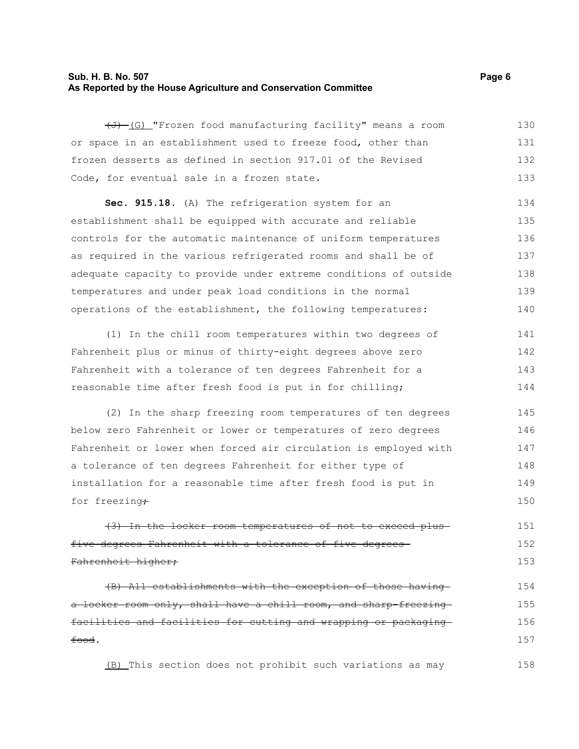~~(J)~~ (G) "Frozen food manufacturing facility" means a room or space in an establishment used to freeze food, other than frozen desserts as defined in section 917.01 of the Revised Code, for eventual sale in a frozen state.

**Sec. 915.18.** (A) The refrigeration system for an establishment shall be equipped with accurate and reliable controls for the automatic maintenance of uniform temperatures as required in the various refrigerated rooms and shall be of adequate capacity to provide under extreme conditions of outside temperatures and under peak load conditions in the normal operations of the establishment, the following temperatures:

(1) In the chill room temperatures within two degrees of Fahrenheit plus or minus of thirty-eight degrees above zero Fahrenheit with a tolerance of ten degrees Fahrenheit for a reasonable time after fresh food is put in for chilling;

(2) In the sharp freezing room temperatures of ten degrees below zero Fahrenheit or lower or temperatures of zero degrees Fahrenheit or lower when forced air circulation is employed with a tolerance of ten degrees Fahrenheit for either type of installation for a reasonable time after fresh food is put in for freezing~~;~~

~~(3) In the locker room temperatures of not to exceed plus five degrees Fahrenheit with a tolerance of five degrees Fahrenheit higher;~~

~~(B) All establishments with the exception of those having a locker room only, shall have a chill room, and sharp-freezing facilities and facilities for cutting and wrapping or packaging food~~.

(B) This section does not prohibit such variations as may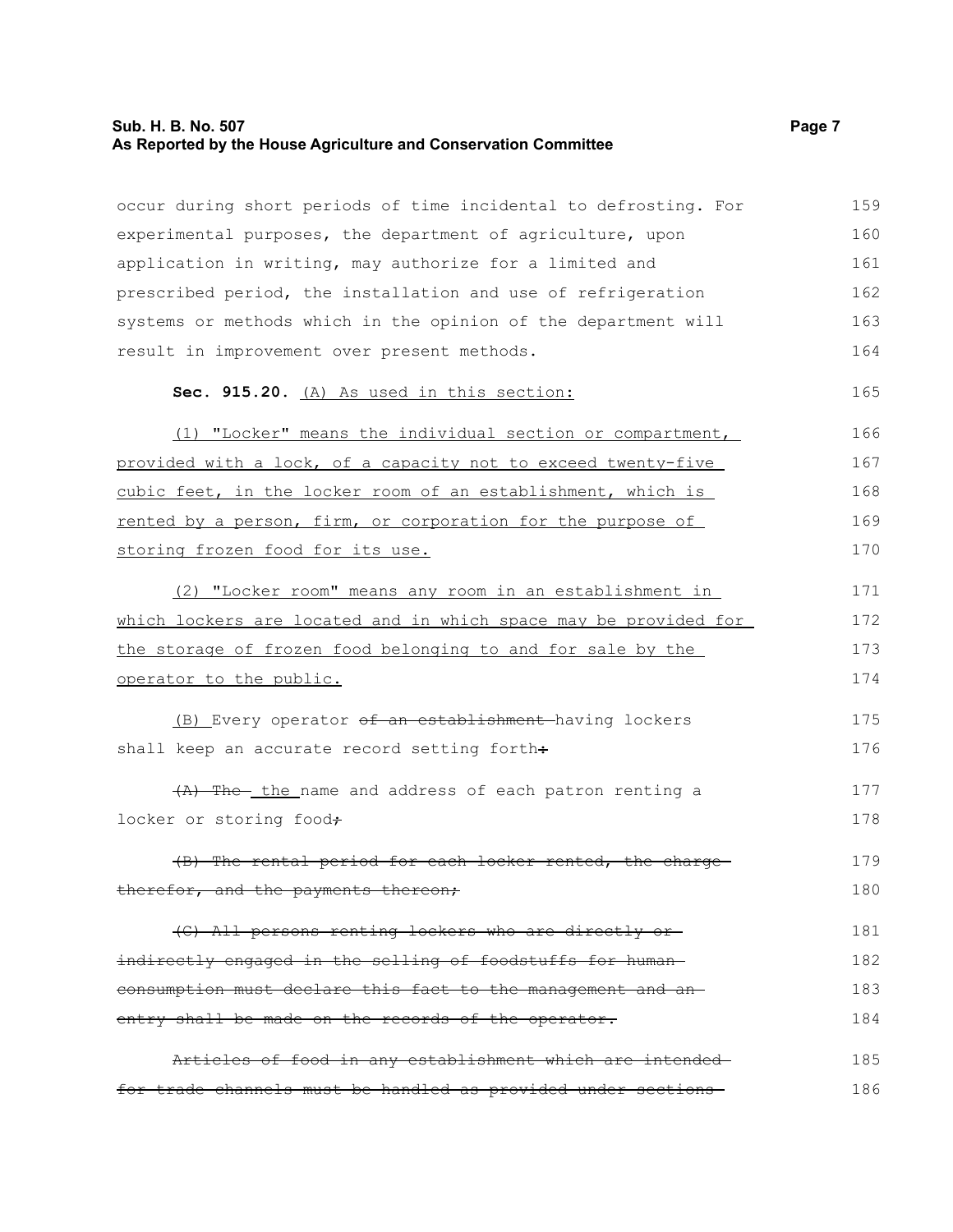occur during short periods of time incidental to defrosting. For experimental purposes, the department of agriculture, upon application in writing, may authorize for a limited and prescribed period, the installation and use of refrigeration systems or methods which in the opinion of the department will result in improvement over present methods.

**Sec. 915.20.** <u>(A) As used in this section:</u>

<u>(1) "Locker" means the individual section or compartment, provided with a lock, of a capacity not to exceed twenty-five cubic feet, in the locker room of an establishment, which is rented by a person, firm, or corporation for the purpose of storing frozen food for its use.</u>

<u>(2) "Locker room" means any room in an establishment in which lockers are located and in which space may be provided for the storage of frozen food belonging to and for sale by the operator to the public.</u>

<u>(B)</u> Every operator ~~of an establishment~~ having lockers shall keep an accurate record setting forth~~:~~

~~(A) The~~ <u>the</u> name and address of each patron renting a locker or storing food~~;~~

~~(B) The rental period for each locker rented, the charge therefor, and the payments thereon;~~

~~(C) All persons renting lockers who are directly or indirectly engaged in the selling of foodstuffs for human consumption must declare this fact to the management and an entry shall be made on the records of the operator.~~

~~Articles of food in any establishment which are intended for trade channels must be handled as provided under sections~~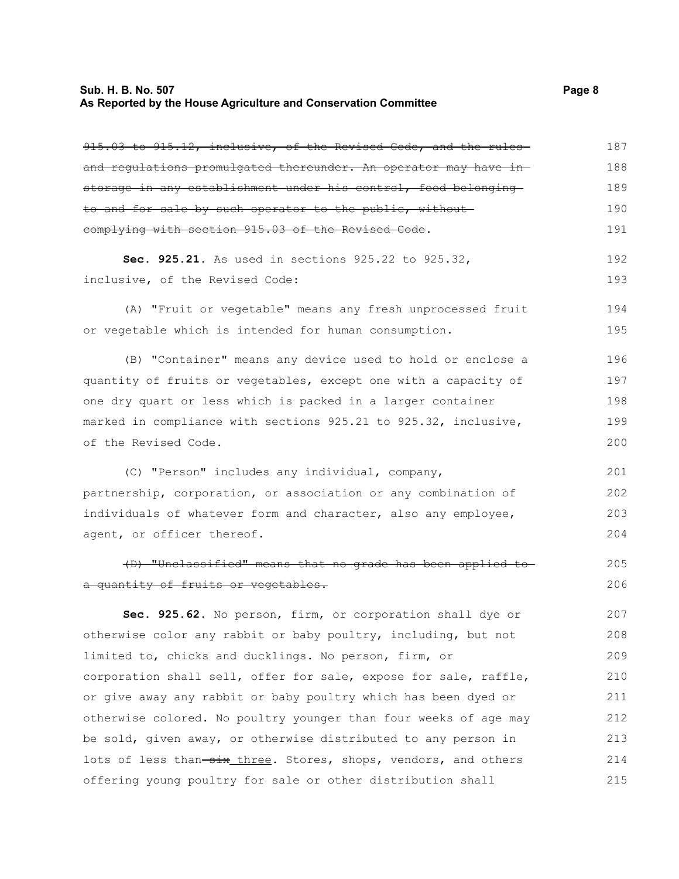~~915.03 to 915.12, inclusive, of the Revised Code, and the rules and regulations promulgated thereunder. An operator may have in storage in any establishment under his control, food belonging to and for sale by such operator to the public, without complying with section 915.03 of the Revised Code~~.

**Sec. 925.21.** As used in sections 925.22 to 925.32, inclusive, of the Revised Code:

(A) "Fruit or vegetable" means any fresh unprocessed fruit or vegetable which is intended for human consumption.

(B) "Container" means any device used to hold or enclose a quantity of fruits or vegetables, except one with a capacity of one dry quart or less which is packed in a larger container marked in compliance with sections 925.21 to 925.32, inclusive, of the Revised Code.

(C) "Person" includes any individual, company, partnership, corporation, or association or any combination of individuals of whatever form and character, also any employee, agent, or officer thereof.

~~(D) "Unclassified" means that no grade has been applied to a quantity of fruits or vegetables.~~

**Sec. 925.62.** No person, firm, or corporation shall dye or otherwise color any rabbit or baby poultry, including, but not limited to, chicks and ducklings. No person, firm, or corporation shall sell, offer for sale, expose for sale, raffle, or give away any rabbit or baby poultry which has been dyed or otherwise colored. No poultry younger than four weeks of age may be sold, given away, or otherwise distributed to any person in lots of less than ~~six~~ <u>three</u>. Stores, shops, vendors, and others offering young poultry for sale or other distribution shall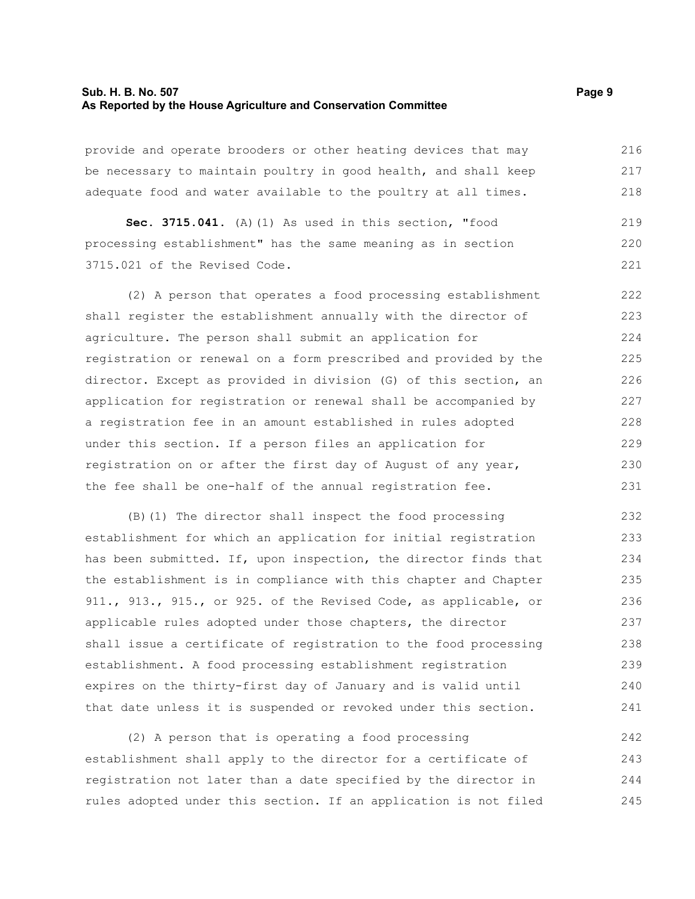provide and operate brooders or other heating devices that may be necessary to maintain poultry in good health, and shall keep adequate food and water available to the poultry at all times.

**Sec. 3715.041.** (A)(1) As used in this section, "food processing establishment" has the same meaning as in section 3715.021 of the Revised Code.

(2) A person that operates a food processing establishment shall register the establishment annually with the director of agriculture. The person shall submit an application for registration or renewal on a form prescribed and provided by the director. Except as provided in division (G) of this section, an application for registration or renewal shall be accompanied by a registration fee in an amount established in rules adopted under this section. If a person files an application for registration on or after the first day of August of any year, the fee shall be one-half of the annual registration fee.

(B)(1) The director shall inspect the food processing establishment for which an application for initial registration has been submitted. If, upon inspection, the director finds that the establishment is in compliance with this chapter and Chapter 911., 913., 915., or 925. of the Revised Code, as applicable, or applicable rules adopted under those chapters, the director shall issue a certificate of registration to the food processing establishment. A food processing establishment registration expires on the thirty-first day of January and is valid until that date unless it is suspended or revoked under this section.

(2) A person that is operating a food processing establishment shall apply to the director for a certificate of registration not later than a date specified by the director in rules adopted under this section. If an application is not filed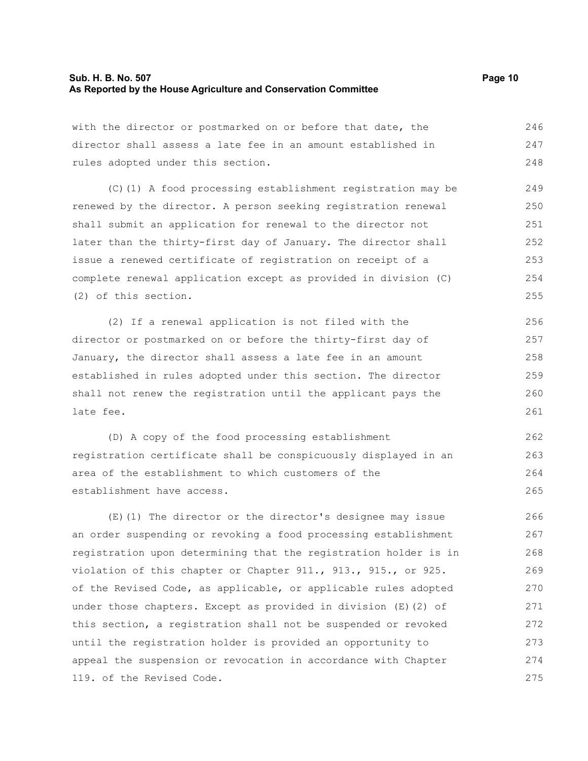with the director or postmarked on or before that date, the director shall assess a late fee in an amount established in rules adopted under this section.

(C)(1) A food processing establishment registration may be renewed by the director. A person seeking registration renewal shall submit an application for renewal to the director not later than the thirty-first day of January. The director shall issue a renewed certificate of registration on receipt of a complete renewal application except as provided in division (C)(2) of this section.

(2) If a renewal application is not filed with the director or postmarked on or before the thirty-first day of January, the director shall assess a late fee in an amount established in rules adopted under this section. The director shall not renew the registration until the applicant pays the late fee.

(D) A copy of the food processing establishment registration certificate shall be conspicuously displayed in an area of the establishment to which customers of the establishment have access.

(E)(1) The director or the director's designee may issue an order suspending or revoking a food processing establishment registration upon determining that the registration holder is in violation of this chapter or Chapter 911., 913., 915., or 925. of the Revised Code, as applicable, or applicable rules adopted under those chapters. Except as provided in division (E)(2) of this section, a registration shall not be suspended or revoked until the registration holder is provided an opportunity to appeal the suspension or revocation in accordance with Chapter 119. of the Revised Code.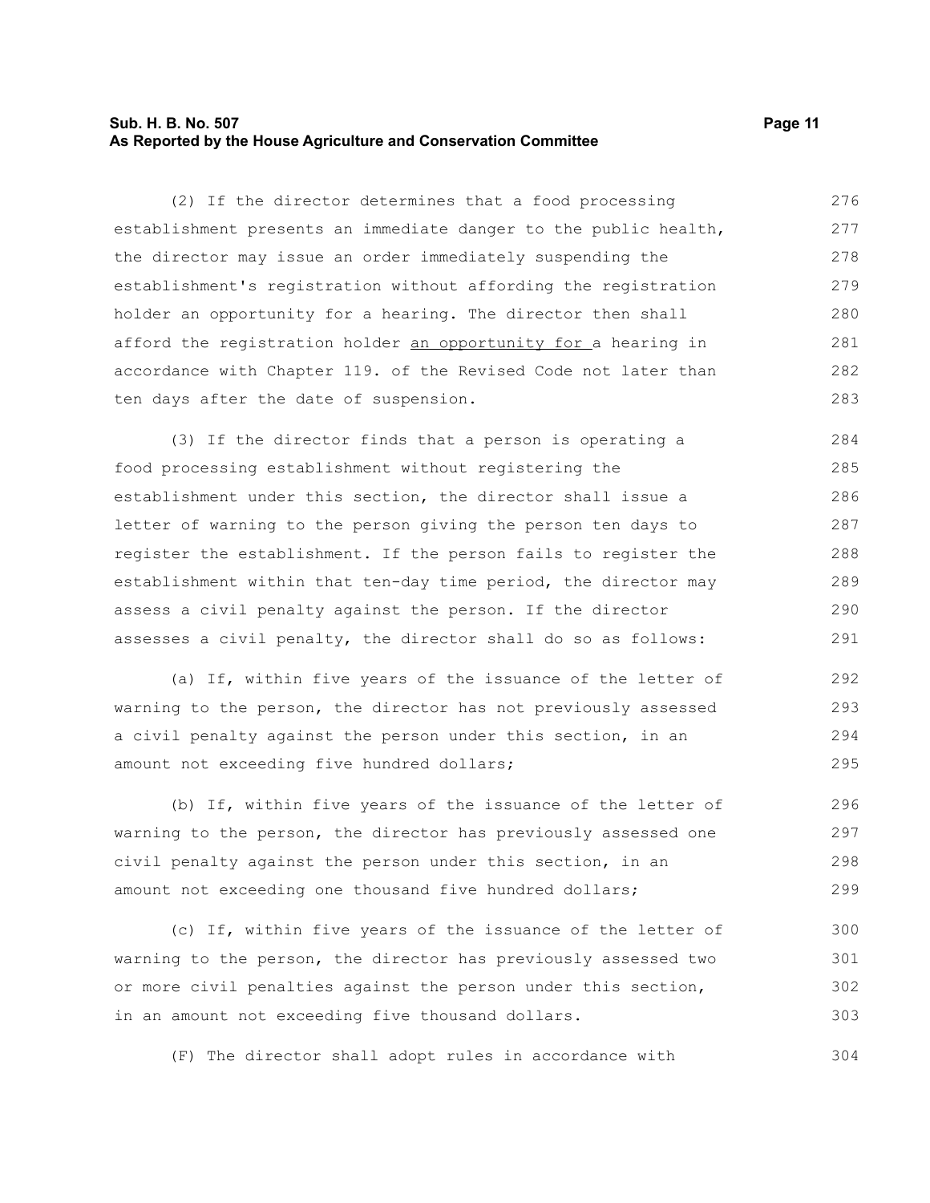(2) If the director determines that a food processing establishment presents an immediate danger to the public health, the director may issue an order immediately suspending the establishment's registration without affording the registration holder an opportunity for a hearing. The director then shall afford the registration holder <u>an opportunity for </u>a hearing in accordance with Chapter 119. of the Revised Code not later than ten days after the date of suspension.

(3) If the director finds that a person is operating a food processing establishment without registering the establishment under this section, the director shall issue a letter of warning to the person giving the person ten days to register the establishment. If the person fails to register the establishment within that ten-day time period, the director may assess a civil penalty against the person. If the director assesses a civil penalty, the director shall do so as follows:

(a) If, within five years of the issuance of the letter of warning to the person, the director has not previously assessed a civil penalty against the person under this section, in an amount not exceeding five hundred dollars;

(b) If, within five years of the issuance of the letter of warning to the person, the director has previously assessed one civil penalty against the person under this section, in an amount not exceeding one thousand five hundred dollars;

(c) If, within five years of the issuance of the letter of warning to the person, the director has previously assessed two or more civil penalties against the person under this section, in an amount not exceeding five thousand dollars.

(F) The director shall adopt rules in accordance with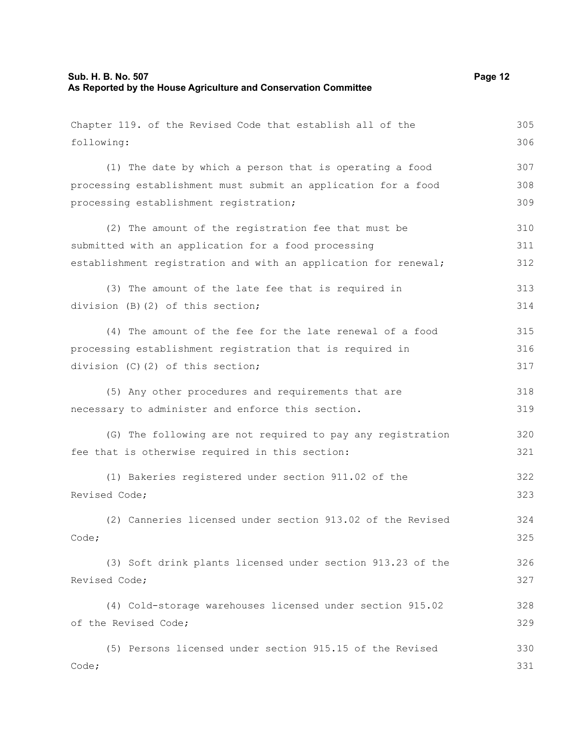Chapter 119. of the Revised Code that establish all of the following:

(1) The date by which a person that is operating a food processing establishment must submit an application for a food processing establishment registration;

(2) The amount of the registration fee that must be submitted with an application for a food processing establishment registration and with an application for renewal;

(3) The amount of the late fee that is required in division (B)(2) of this section;

(4) The amount of the fee for the late renewal of a food processing establishment registration that is required in division (C)(2) of this section;

(5) Any other procedures and requirements that are necessary to administer and enforce this section.

(G) The following are not required to pay any registration fee that is otherwise required in this section:

(1) Bakeries registered under section 911.02 of the Revised Code;

(2) Canneries licensed under section 913.02 of the Revised Code;

(3) Soft drink plants licensed under section 913.23 of the Revised Code;

(4) Cold-storage warehouses licensed under section 915.02 of the Revised Code;

(5) Persons licensed under section 915.15 of the Revised Code;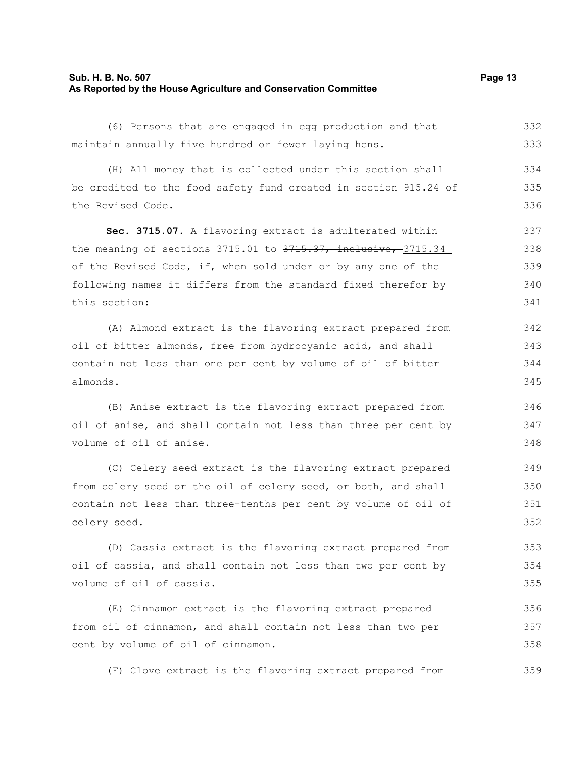(6) Persons that are engaged in egg production and that maintain annually five hundred or fewer laying hens.

(H) All money that is collected under this section shall be credited to the food safety fund created in section 915.24 of the Revised Code.

**Sec. 3715.07.** A flavoring extract is adulterated within the meaning of sections 3715.01 to ~~3715.37, inclusive,~~ 3715.34 of the Revised Code, if, when sold under or by any one of the following names it differs from the standard fixed therefor by this section:

(A) Almond extract is the flavoring extract prepared from oil of bitter almonds, free from hydrocyanic acid, and shall contain not less than one per cent by volume of oil of bitter almonds.

(B) Anise extract is the flavoring extract prepared from oil of anise, and shall contain not less than three per cent by volume of oil of anise.

(C) Celery seed extract is the flavoring extract prepared from celery seed or the oil of celery seed, or both, and shall contain not less than three-tenths per cent by volume of oil of celery seed.

(D) Cassia extract is the flavoring extract prepared from oil of cassia, and shall contain not less than two per cent by volume of oil of cassia.

(E) Cinnamon extract is the flavoring extract prepared from oil of cinnamon, and shall contain not less than two per cent by volume of oil of cinnamon.

(F) Clove extract is the flavoring extract prepared from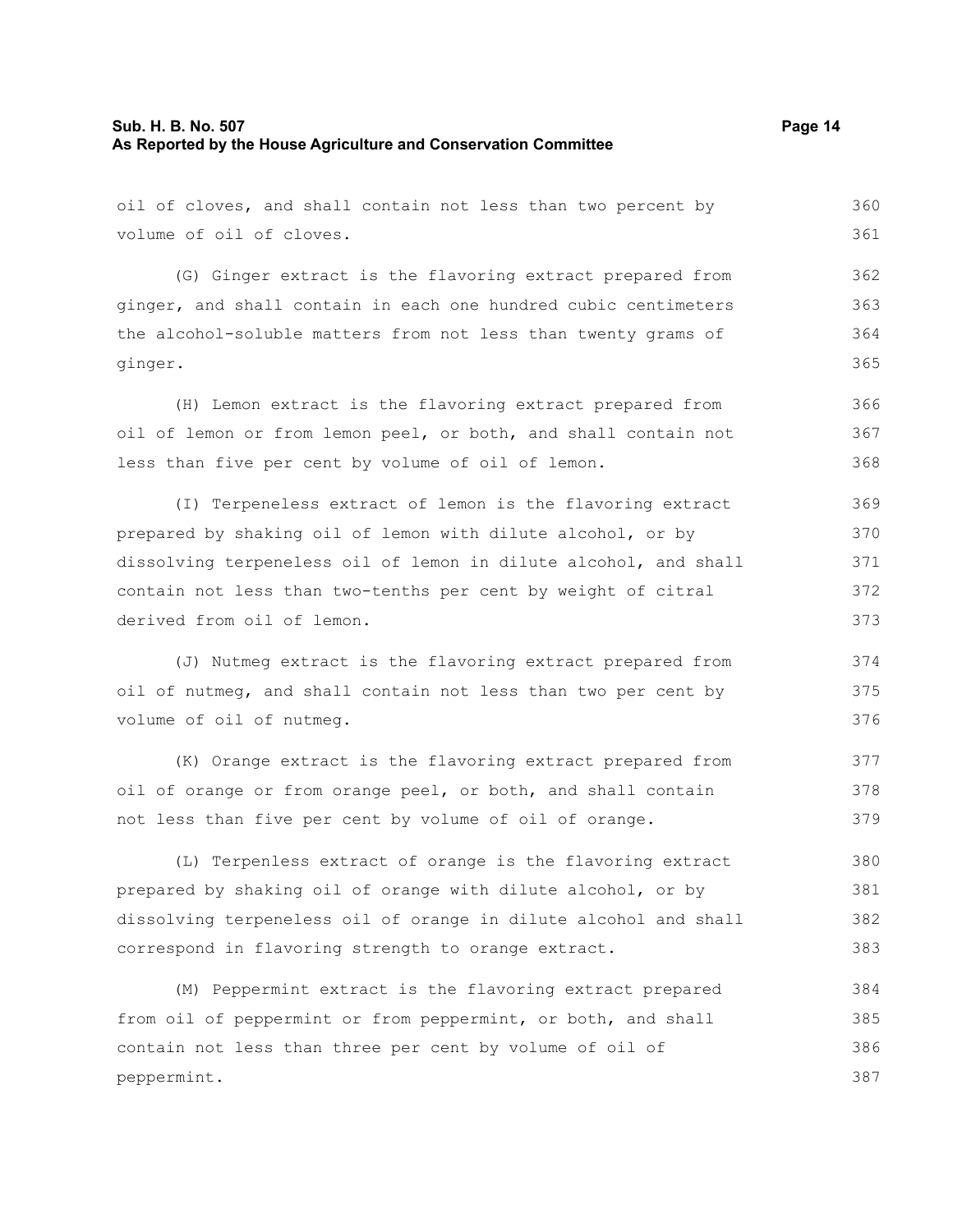oil of cloves, and shall contain not less than two percent by volume of oil of cloves.

(G) Ginger extract is the flavoring extract prepared from ginger, and shall contain in each one hundred cubic centimeters the alcohol-soluble matters from not less than twenty grams of ginger.

(H) Lemon extract is the flavoring extract prepared from oil of lemon or from lemon peel, or both, and shall contain not less than five per cent by volume of oil of lemon.

(I) Terpeneless extract of lemon is the flavoring extract prepared by shaking oil of lemon with dilute alcohol, or by dissolving terpeneless oil of lemon in dilute alcohol, and shall contain not less than two-tenths per cent by weight of citral derived from oil of lemon.

(J) Nutmeg extract is the flavoring extract prepared from oil of nutmeg, and shall contain not less than two per cent by volume of oil of nutmeg.

(K) Orange extract is the flavoring extract prepared from oil of orange or from orange peel, or both, and shall contain not less than five per cent by volume of oil of orange.

(L) Terpenless extract of orange is the flavoring extract prepared by shaking oil of orange with dilute alcohol, or by dissolving terpeneless oil of orange in dilute alcohol and shall correspond in flavoring strength to orange extract.

(M) Peppermint extract is the flavoring extract prepared from oil of peppermint or from peppermint, or both, and shall contain not less than three per cent by volume of oil of peppermint.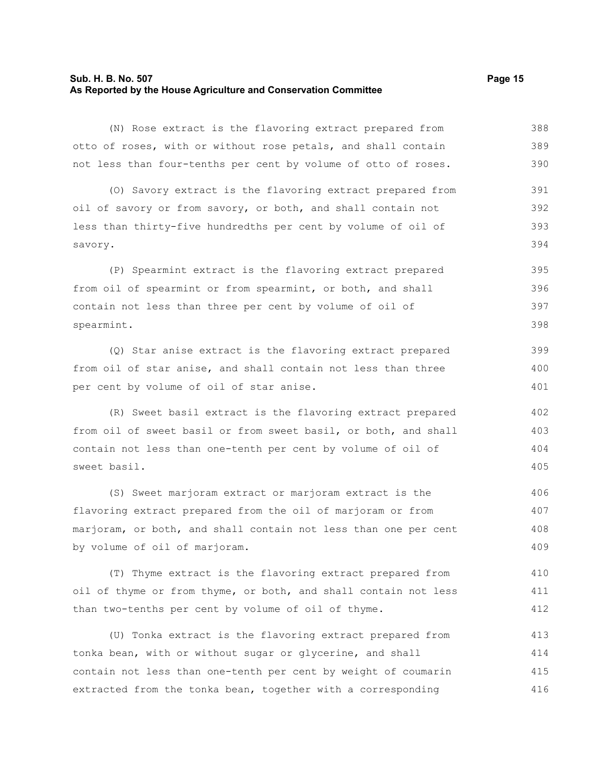(N) Rose extract is the flavoring extract prepared from otto of roses, with or without rose petals, and shall contain not less than four-tenths per cent by volume of otto of roses.

(O) Savory extract is the flavoring extract prepared from oil of savory or from savory, or both, and shall contain not less than thirty-five hundredths per cent by volume of oil of savory.

(P) Spearmint extract is the flavoring extract prepared from oil of spearmint or from spearmint, or both, and shall contain not less than three per cent by volume of oil of spearmint.

(Q) Star anise extract is the flavoring extract prepared from oil of star anise, and shall contain not less than three per cent by volume of oil of star anise.

(R) Sweet basil extract is the flavoring extract prepared from oil of sweet basil or from sweet basil, or both, and shall contain not less than one-tenth per cent by volume of oil of sweet basil.

(S) Sweet marjoram extract or marjoram extract is the flavoring extract prepared from the oil of marjoram or from marjoram, or both, and shall contain not less than one per cent by volume of oil of marjoram.

(T) Thyme extract is the flavoring extract prepared from oil of thyme or from thyme, or both, and shall contain not less than two-tenths per cent by volume of oil of thyme.

(U) Tonka extract is the flavoring extract prepared from tonka bean, with or without sugar or glycerine, and shall contain not less than one-tenth per cent by weight of coumarin extracted from the tonka bean, together with a corresponding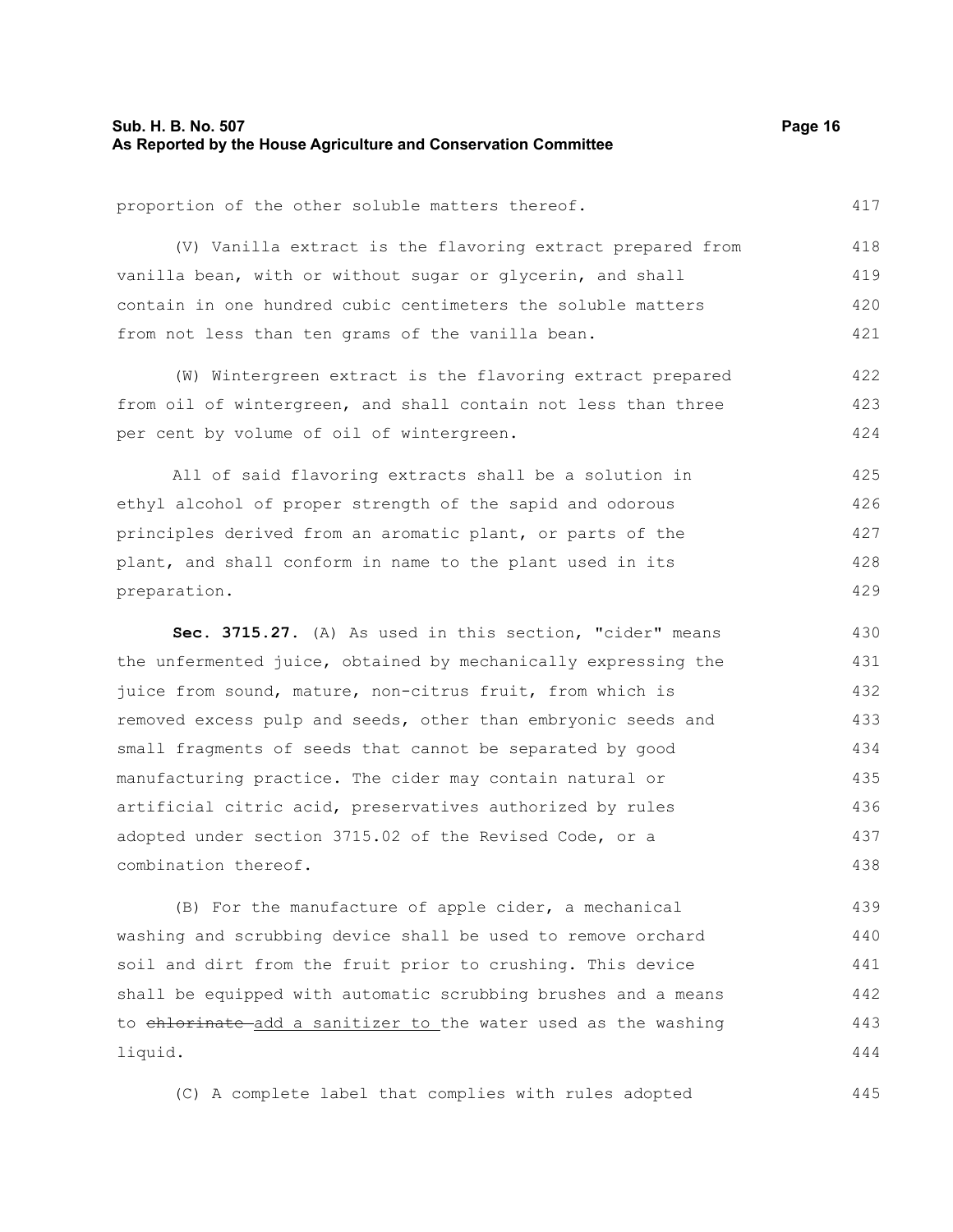proportion of the other soluble matters thereof.

(V) Vanilla extract is the flavoring extract prepared from vanilla bean, with or without sugar or glycerin, and shall contain in one hundred cubic centimeters the soluble matters from not less than ten grams of the vanilla bean.

(W) Wintergreen extract is the flavoring extract prepared from oil of wintergreen, and shall contain not less than three per cent by volume of oil of wintergreen.

All of said flavoring extracts shall be a solution in ethyl alcohol of proper strength of the sapid and odorous principles derived from an aromatic plant, or parts of the plant, and shall conform in name to the plant used in its preparation.

**Sec. 3715.27.** (A) As used in this section, "cider" means the unfermented juice, obtained by mechanically expressing the juice from sound, mature, non-citrus fruit, from which is removed excess pulp and seeds, other than embryonic seeds and small fragments of seeds that cannot be separated by good manufacturing practice. The cider may contain natural or artificial citric acid, preservatives authorized by rules adopted under section 3715.02 of the Revised Code, or a combination thereof.

(B) For the manufacture of apple cider, a mechanical washing and scrubbing device shall be used to remove orchard soil and dirt from the fruit prior to crushing. This device shall be equipped with automatic scrubbing brushes and a means to ~~chlorinate~~ add a sanitizer to the water used as the washing liquid.

(C) A complete label that complies with rules adopted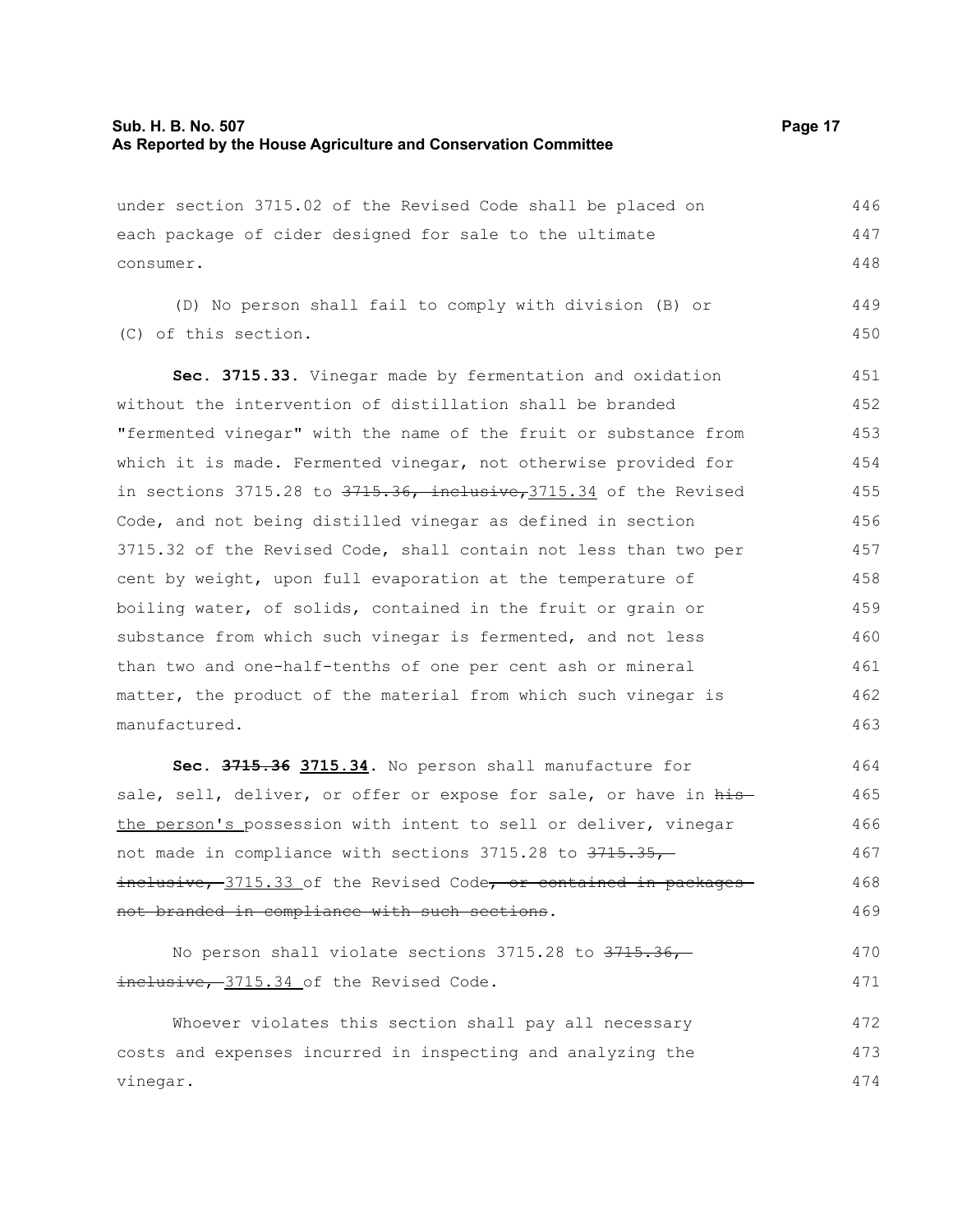under section 3715.02 of the Revised Code shall be placed on each package of cider designed for sale to the ultimate consumer.

(D) No person shall fail to comply with division (B) or (C) of this section.

**Sec. 3715.33.** Vinegar made by fermentation and oxidation without the intervention of distillation shall be branded "fermented vinegar" with the name of the fruit or substance from which it is made. Fermented vinegar, not otherwise provided for in sections 3715.28 to ~~3715.36, inclusive,~~3715.34 of the Revised Code, and not being distilled vinegar as defined in section 3715.32 of the Revised Code, shall contain not less than two per cent by weight, upon full evaporation at the temperature of boiling water, of solids, contained in the fruit or grain or substance from which such vinegar is fermented, and not less than two and one-half-tenths of one per cent ash or mineral matter, the product of the material from which such vinegar is manufactured.

**Sec. ~~3715.36~~ 3715.34.** No person shall manufacture for sale, sell, deliver, or offer or expose for sale, or have in ~~his~~ the person's possession with intent to sell or deliver, vinegar not made in compliance with sections 3715.28 to ~~3715.35, inclusive,~~ 3715.33 of the Revised Code~~, or contained in packages not branded in compliance with such sections~~.

No person shall violate sections 3715.28 to ~~3715.36, inclusive,~~ 3715.34 of the Revised Code.

Whoever violates this section shall pay all necessary costs and expenses incurred in inspecting and analyzing the vinegar.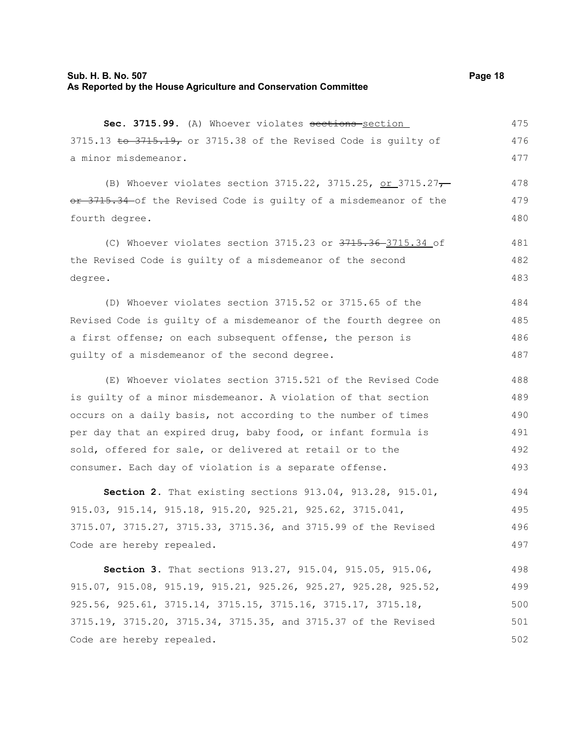**Sec. 3715.99.** (A) Whoever violates ~~sections~~ section 3715.13 ~~to 3715.19,~~ or 3715.38 of the Revised Code is guilty of a minor misdemeanor.

(B) Whoever violates section 3715.22, 3715.25, or 3715.27~~, or 3715.34~~ of the Revised Code is guilty of a misdemeanor of the fourth degree.

(C) Whoever violates section 3715.23 or ~~3715.36~~ 3715.34 of the Revised Code is guilty of a misdemeanor of the second degree.

(D) Whoever violates section 3715.52 or 3715.65 of the Revised Code is guilty of a misdemeanor of the fourth degree on a first offense; on each subsequent offense, the person is guilty of a misdemeanor of the second degree.

(E) Whoever violates section 3715.521 of the Revised Code is guilty of a minor misdemeanor. A violation of that section occurs on a daily basis, not according to the number of times per day that an expired drug, baby food, or infant formula is sold, offered for sale, or delivered at retail or to the consumer. Each day of violation is a separate offense.

**Section 2.** That existing sections 913.04, 913.28, 915.01, 915.03, 915.14, 915.18, 915.20, 925.21, 925.62, 3715.041, 3715.07, 3715.27, 3715.33, 3715.36, and 3715.99 of the Revised Code are hereby repealed.

**Section 3.** That sections 913.27, 915.04, 915.05, 915.06, 915.07, 915.08, 915.19, 915.21, 925.26, 925.27, 925.28, 925.52, 925.56, 925.61, 3715.14, 3715.15, 3715.16, 3715.17, 3715.18, 3715.19, 3715.20, 3715.34, 3715.35, and 3715.37 of the Revised Code are hereby repealed.